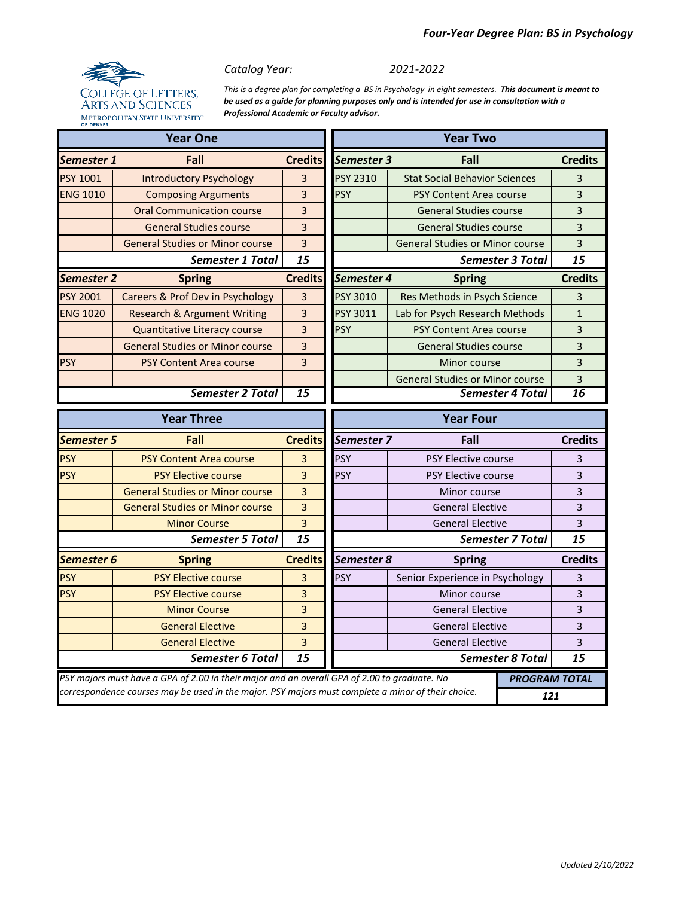# Four-Year Degree Plan: BS in Psychology

College of Letters, Arts and Sciences
Metropolitan State University of Denver

*Catalog Year:* *2021-2022*

*This is a degree plan for completing a BS in Psychology in eight semesters.* ***This document is meant to be used as a guide for planning purposes only and is intended for use in consultation with a Professional Academic or Faculty advisor.***

## Year One

| *Semester 1* | Fall | Credits |
|---|---|---|
| PSY 1001 | Introductory Psychology | 3 |
| ENG 1010 | Composing Arguments | 3 |
| | Oral Communication course | 3 |
| | General Studies course | 3 |
| | General Studies or Minor course | 3 |
| | ***Semester 1 Total*** | ***15*** |

| *Semester 2* | Spring | Credits |
|---|---|---|
| PSY 2001 | Careers & Prof Dev in Psychology | 3 |
| ENG 1020 | Research & Argument Writing | 3 |
| | Quantitative Literacy course | 3 |
| | General Studies or Minor course | 3 |
| PSY | PSY Content Area course | 3 |
| | | |
| | ***Semester 2 Total*** | ***15*** |

## Year Two

| *Semester 3* | Fall | Credits |
|---|---|---|
| PSY 2310 | Stat Social Behavior Sciences | 3 |
| PSY | PSY Content Area course | 3 |
| | General Studies course | 3 |
| | General Studies course | 3 |
| | General Studies or Minor course | 3 |
| | ***Semester 3 Total*** | ***15*** |

| *Semester 4* | Spring | Credits |
|---|---|---|
| PSY 3010 | Res Methods in Psych Science | 3 |
| PSY 3011 | Lab for Psych Research Methods | 1 |
| PSY | PSY Content Area course | 3 |
| | General Studies course | 3 |
| | Minor course | 3 |
| | General Studies or Minor course | 3 |
| | ***Semester 4 Total*** | ***16*** |

## Year Three

| *Semester 5* | Fall | Credits |
|---|---|---|
| PSY | PSY Content Area course | 3 |
| PSY | PSY Elective course | 3 |
| | General Studies or Minor course | 3 |
| | General Studies or Minor course | 3 |
| | Minor Course | 3 |
| | ***Semester 5 Total*** | ***15*** |

| *Semester 6* | Spring | Credits |
|---|---|---|
| PSY | PSY Elective course | 3 |
| PSY | PSY Elective course | 3 |
| | Minor Course | 3 |
| | General Elective | 3 |
| | General Elective | 3 |
| | ***Semester 6 Total*** | ***15*** |

## Year Four

| *Semester 7* | Fall | Credits |
|---|---|---|
| PSY | PSY Elective course | 3 |
| PSY | PSY Elective course | 3 |
| | Minor course | 3 |
| | General Elective | 3 |
| | General Elective | 3 |
| | ***Semester 7 Total*** | ***15*** |

| *Semester 8* | Spring | Credits |
|---|---|---|
| PSY | Senior Experience in Psychology | 3 |
| | Minor course | 3 |
| | General Elective | 3 |
| | General Elective | 3 |
| | General Elective | 3 |
| | ***Semester 8 Total*** | ***15*** |

*PSY majors must have a GPA of 2.00 in their major and an overall GPA of 2.00 to graduate. No correspondence courses may be used in the major. PSY majors must complete a minor of their choice.*

***PROGRAM TOTAL*** ***121***

*Updated 2/10/2022*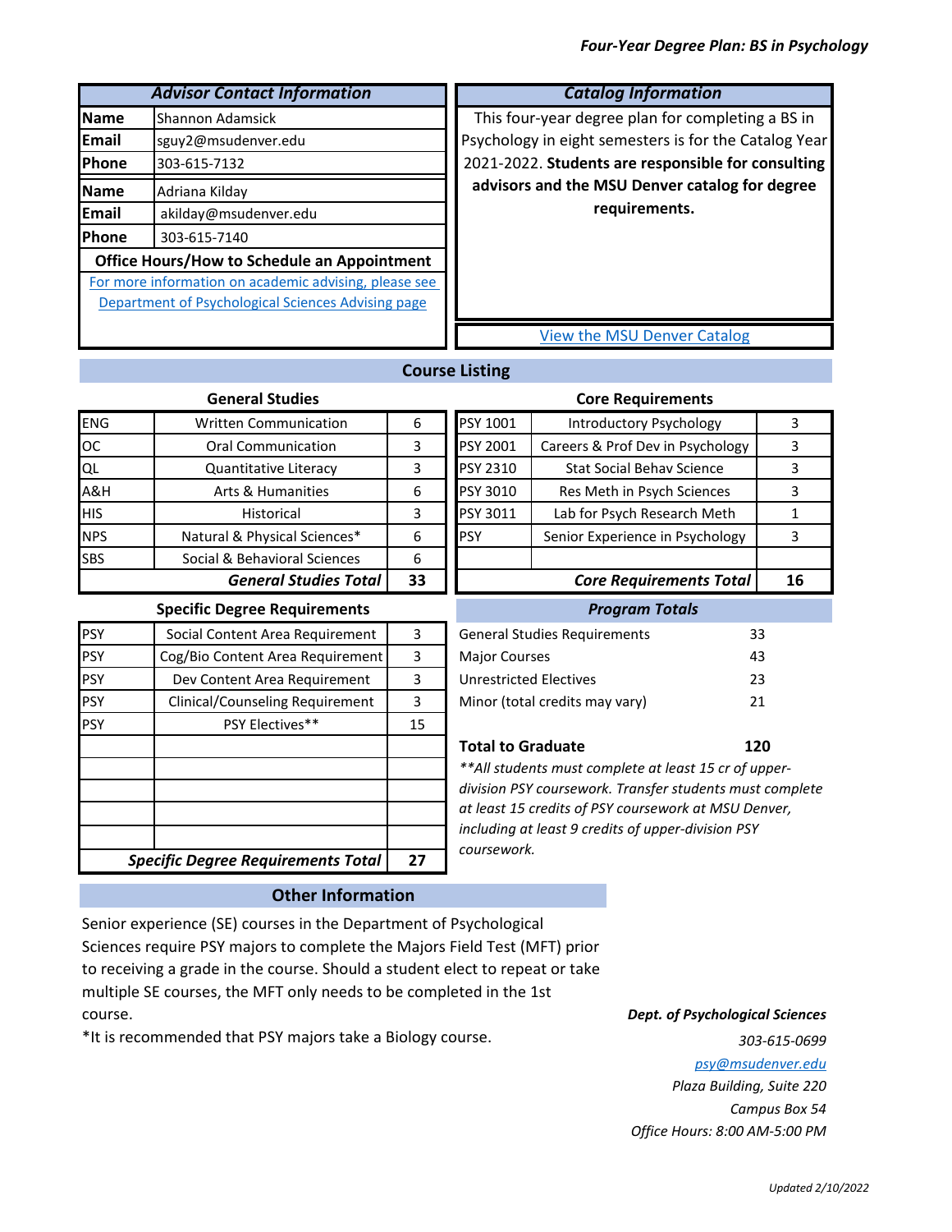# Four-Year Degree Plan: BS in Psychology

## Advisor Contact Information

| | |
|---|---|
| **Name** | Shannon Adamsick |
| **Email** | sguy2@msudenver.edu |
| **Phone** | 303-615-7132 |
| **Name** | Adriana Kilday |
| **Email** | akilday@msudenver.edu |
| **Phone** | 303-615-7140 |

**Office Hours/How to Schedule an Appointment**

For more information on academic advising, please see Department of Psychological Sciences Advising page

## Catalog Information

This four-year degree plan for completing a BS in Psychology in eight semesters is for the Catalog Year 2021-2022. **Students are responsible for consulting advisors and the MSU Denver catalog for degree requirements.**

View the MSU Denver Catalog

## Course Listing

### General Studies

| | | |
|---|---|---|
| ENG | Written Communication | 6 |
| OC | Oral Communication | 3 |
| QL | Quantitative Literacy | 3 |
| A&H | Arts & Humanities | 6 |
| HIS | Historical | 3 |
| NPS | Natural & Physical Sciences* | 6 |
| SBS | Social & Behavioral Sciences | 6 |
| | ***General Studies Total*** | **33** |

### Core Requirements

| | | |
|---|---|---|
| PSY 1001 | Introductory Psychology | 3 |
| PSY 2001 | Careers & Prof Dev in Psychology | 3 |
| PSY 2310 | Stat Social Behav Science | 3 |
| PSY 3010 | Res Meth in Psych Sciences | 3 |
| PSY 3011 | Lab for Psych Research Meth | 1 |
| PSY | Senior Experience in Psychology | 3 |
| | | |
| | ***Core Requirements Total*** | **16** |

### Specific Degree Requirements

| | | |
|---|---|---|
| PSY | Social Content Area Requirement | 3 |
| PSY | Cog/Bio Content Area Requirement | 3 |
| PSY | Dev Content Area Requirement | 3 |
| PSY | Clinical/Counseling Requirement | 3 |
| PSY | PSY Electives** | 15 |
| | | |
| | | |
| | | |
| | | |
| | | |
| | ***Specific Degree Requirements Total*** | **27** |

### Program Totals

| | |
|---|---|
| General Studies Requirements | 33 |
| Major Courses | 43 |
| Unrestricted Electives | 23 |
| Minor (total credits may vary) | 21 |
| **Total to Graduate** | **120** |

*\*\*All students must complete at least 15 cr of upper-division PSY coursework. Transfer students must complete at least 15 credits of PSY coursework at MSU Denver, including at least 9 credits of upper-division PSY coursework.*

## Other Information

Senior experience (SE) courses in the Department of Psychological Sciences require PSY majors to complete the Majors Field Test (MFT) prior to receiving a grade in the course. Should a student elect to repeat or take multiple SE courses, the MFT only needs to be completed in the 1st course.

*It is recommended that PSY majors take a Biology course.

***Dept. of Psychological Sciences***

*303-615-0699*

*psy@msudenver.edu*

*Plaza Building, Suite 220*

*Campus Box 54*

*Office Hours: 8:00 AM-5:00 PM*

*Updated 2/10/2022*